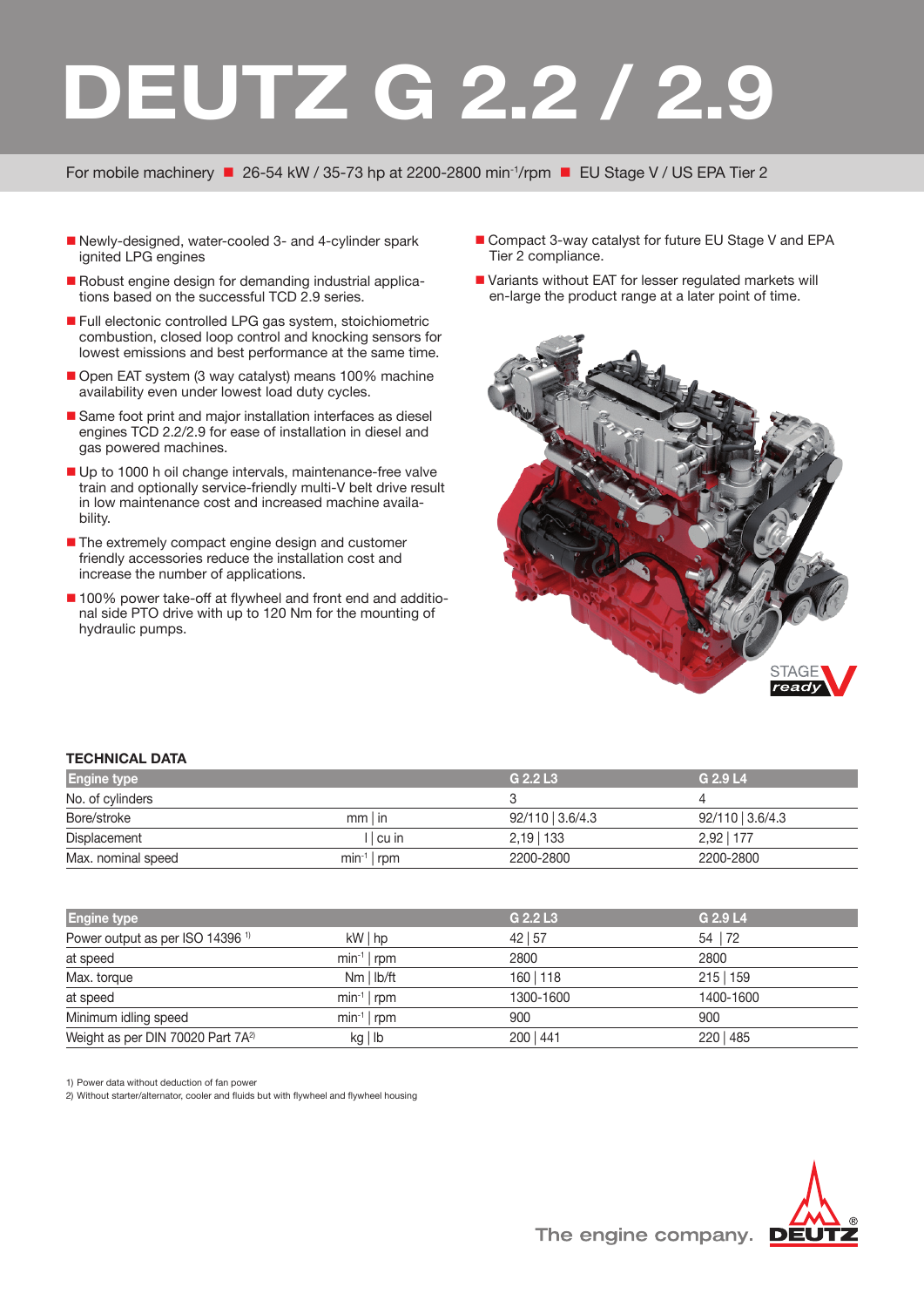# DEUTZ G 2.2 / 2.9

For mobile machinery ■ 26-54 kW / 35-73 hp at 2200-2800 $min^{-1}$/rpm ■ EU Stage V / US EPA Tier 2

- Newly-designed, water-cooled 3- and 4-cylinder spark ignited LPG engines
- Robust engine design for demanding industrial applications based on the successful TCD 2.9 series.
- Full electonic controlled LPG gas system, stoichiometric combustion, closed loop control and knocking sensors for lowest emissions and best performance at the same time.
- Open EAT system (3 way catalyst) means 100% machine availability even under lowest load duty cycles.
- Same foot print and major installation interfaces as diesel engines TCD 2.2/2.9 for ease of installation in diesel and gas powered machines.
- Up to 1000 h oil change intervals, maintenance-free valve train and optionally service-friendly multi-V belt drive result in low maintenance cost and increased machine availability.
- The extremely compact engine design and customer friendly accessories reduce the installation cost and increase the number of applications.
- 100% power take-off at flywheel and front end and additional side PTO drive with up to 120 Nm for the mounting of hydraulic pumps.
- Compact 3-way catalyst for future EU Stage V and EPA Tier 2 compliance.
- Variants without EAT for lesser regulated markets will en-large the product range at a later point of time.

STAGE V ready

### TECHNICAL DATA

| Engine type | | G 2.2 L3 | G 2.9 L4 |
|---|---|---|---|
| No. of cylinders | | 3 | 4 |
| Bore/stroke | mm \| in | 92/110 \| 3.6/4.3 | 92/110 \| 3.6/4.3 |
| Displacement | l \| cu in | 2,19 \| 133 | 2,92 \| 177 |
| Max. nominal speed | $min^{-1}$ \| rpm | 2200-2800 | 2200-2800 |

| Engine type | | G 2.2 L3 | G 2.9 L4 |
|---|---|---|---|
| Power output as per ISO 14396 [1] | kW \| hp | 42 \| 57 | 54 \| 72 |
| at speed | $min^{-1}$ \| rpm | 2800 | 2800 |
| Max. torque | Nm \| lb/ft | 160 \| 118 | 215 \| 159 |
| at speed | $min^{-1}$ \| rpm | 1300-1600 | 1400-1600 |
| Minimum idling speed | $min^{-1}$ \| rpm | 900 | 900 |
| Weight as per DIN 70020 Part 7A [2] | kg \| lb | 200 \| 441 | 220 \| 485 |

1) Power data without deduction of fan power
2) Without starter/alternator, cooler and fluids but with flywheel and flywheel housing

The engine company. DEUTZ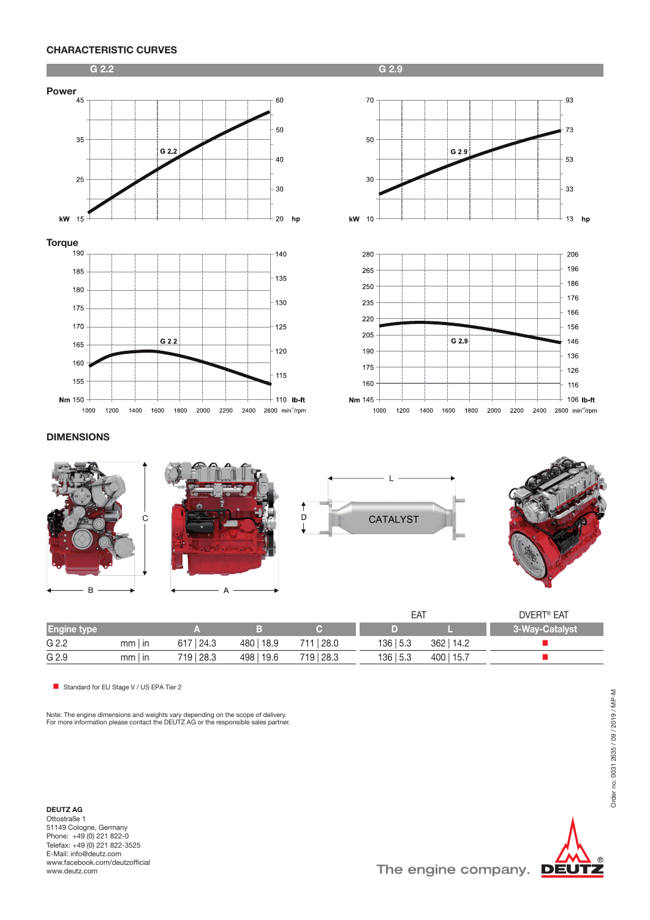## CHARACTERISTIC CURVES

G 2.2

G 2.9

### Power

G 2.2: kW 15, 25, 35, 45; hp 20, 30, 40, 50, 60

G 2.9: kW 10, 30, 50, 70; hp 13, 33, 53, 73, 93

### Torque

G 2.2: Nm 150, 155, 160, 165, 170, 175, 180, 185, 190; lb-ft 110, 115, 120, 125, 130, 135, 140

1000 1200 1400 1600 1800 2000 2200 2400 2600 min⁻¹/rpm

G 2.9: Nm 145, 160, 175, 190, 205, 220, 235, 250, 265, 280; lb-ft 106, 116, 126, 136, 146, 156, 166, 176, 186, 196, 206

1000 1200 1400 1600 1800 2000 2200 2400 2600 min⁻¹/rpm

## DIMENSIONS

C

B

A

L

D

CATALYST

| Engine type | | A | B | C | D | L | 3-Way-Catalyst |
|---|---|---|---|---|---|---|---|
| | | | | | EAT | | DVERT® EAT |
| G 2.2 | mm \| in | 617 \| 24.3 | 480 \| 18.9 | 711 \| 28.0 | 136 \| 5.3 | 362 \| 14.2 | ■ |
| G 2.9 | mm \| in | 719 \| 28.3 | 498 \| 19.6 | 719 \| 28.3 | 136 \| 5.3 | 400 \| 15.7 | ■ |

■ Standard for EU Stage V / US EPA Tier 2

Note: The engine dimensions and weights vary depending on the scope of delivery.
For more information please contact the DEUTZ AG or the responsible sales partner.

**DEUTZ AG**
Ottostraße 1
51149 Cologne, Germany
Phone: +49 (0) 221 822-0
Telefax: +49 (0) 221 822-3525
E-Mail: info@deutz.com
www.facebook.com/deutzofficial
www.deutz.com

The engine company. DEUTZ

Order no. 0031 2635 / 09 / 2019 / MP-M